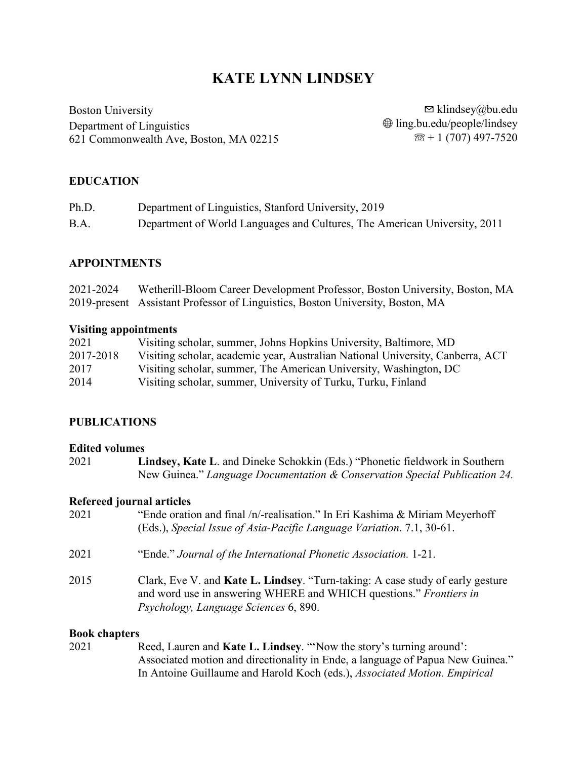# KATE LYNN LINDSEY

Boston University
Department of Linguistics
621 Commonwealth Ave, Boston, MA 02215

✉ klindsey@bu.edu
🌐 ling.bu.edu/people/lindsey
☏ + 1 (707) 497-7520

## EDUCATION

Ph.D. Department of Linguistics, Stanford University, 2019

B.A. Department of World Languages and Cultures, The American University, 2011

## APPOINTMENTS

2021-2024 Wetherill-Bloom Career Development Professor, Boston University, Boston, MA

2019-present Assistant Professor of Linguistics, Boston University, Boston, MA

### Visiting appointments

2021 Visiting scholar, summer, Johns Hopkins University, Baltimore, MD

2017-2018 Visiting scholar, academic year, Australian National University, Canberra, ACT

2017 Visiting scholar, summer, The American University, Washington, DC

2014 Visiting scholar, summer, University of Turku, Turku, Finland

## PUBLICATIONS

### Edited volumes

2021 **Lindsey, Kate L**. and Dineke Schokkin (Eds.) "Phonetic fieldwork in Southern New Guinea." *Language Documentation & Conservation Special Publication 24.*

### Refereed journal articles

2021 "Ende oration and final /n/-realisation." In Eri Kashima & Miriam Meyerhoff (Eds.), *Special Issue of Asia-Pacific Language Variation*. 7.1, 30-61.

2021 "Ende." *Journal of the International Phonetic Association.* 1-21.

2015 Clark, Eve V. and **Kate L. Lindsey**. "Turn-taking: A case study of early gesture and word use in answering WHERE and WHICH questions." *Frontiers in Psychology, Language Sciences* 6, 890.

### Book chapters

2021 Reed, Lauren and **Kate L. Lindsey**. "'Now the story's turning around': Associated motion and directionality in Ende, a language of Papua New Guinea." In Antoine Guillaume and Harold Koch (eds.), *Associated Motion. Empirical*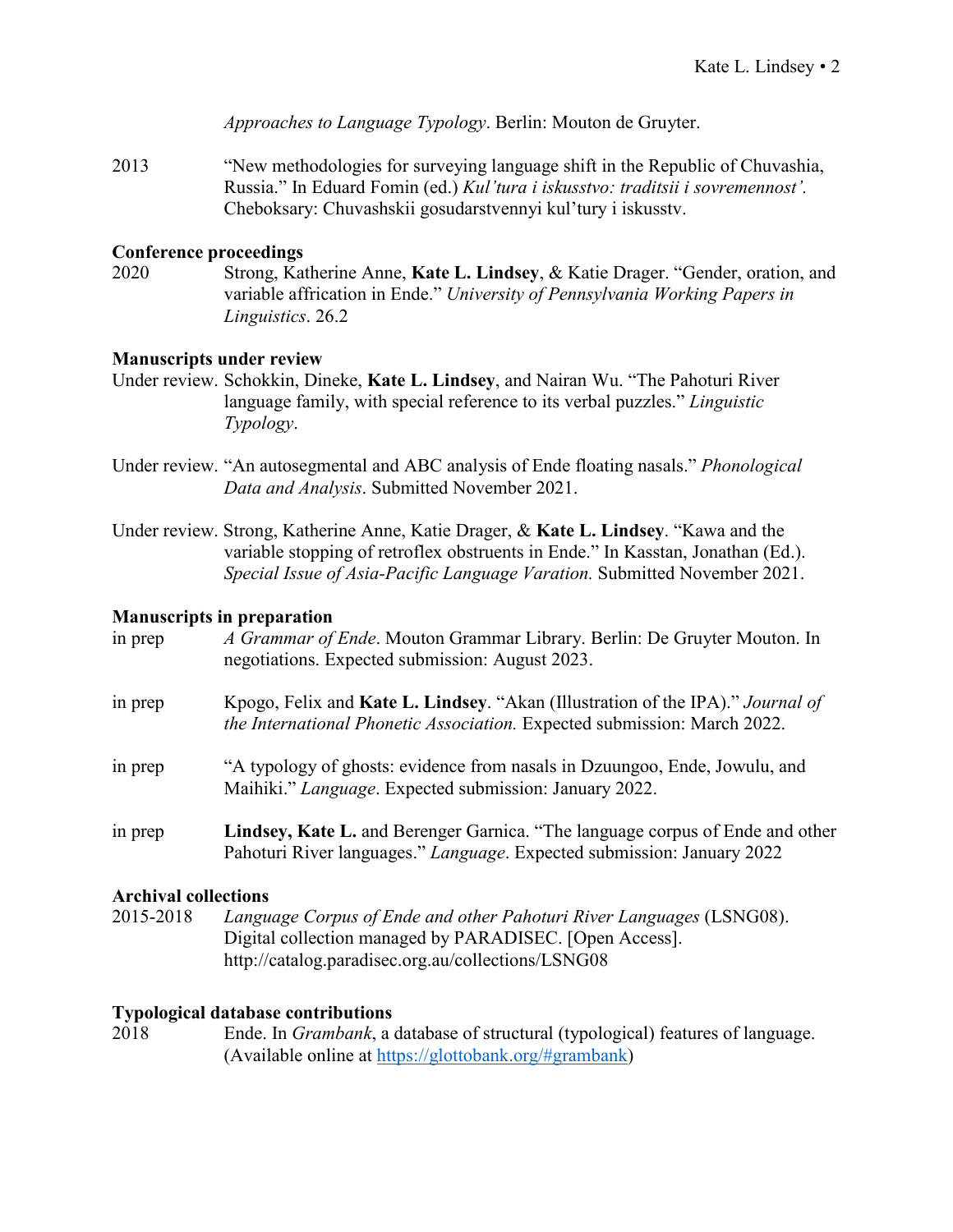*Approaches to Language Typology*. Berlin: Mouton de Gruyter.

2013 "New methodologies for surveying language shift in the Republic of Chuvashia, Russia." In Eduard Fomin (ed.) *Kul'tura i iskusstvo: traditsii i sovremennost'.* Cheboksary: Chuvashskii gosudarstvennyi kul'tury i iskusstv.

**Conference proceedings**

2020 Strong, Katherine Anne, **Kate L. Lindsey**, & Katie Drager. "Gender, oration, and variable affrication in Ende." *University of Pennsylvania Working Papers in Linguistics*. 26.2

**Manuscripts under review**

Under review. Schokkin, Dineke, **Kate L. Lindsey**, and Nairan Wu. "The Pahoturi River language family, with special reference to its verbal puzzles." *Linguistic Typology*.

Under review. "An autosegmental and ABC analysis of Ende floating nasals." *Phonological Data and Analysis*. Submitted November 2021.

Under review. Strong, Katherine Anne, Katie Drager, & **Kate L. Lindsey**. "Kawa and the variable stopping of retroflex obstruents in Ende." In Kasstan, Jonathan (Ed.). *Special Issue of Asia-Pacific Language Varation.* Submitted November 2021.

**Manuscripts in preparation**

in prep *A Grammar of Ende*. Mouton Grammar Library. Berlin: De Gruyter Mouton. In negotiations. Expected submission: August 2023.

in prep Kpogo, Felix and **Kate L. Lindsey**. "Akan (Illustration of the IPA)." *Journal of the International Phonetic Association.* Expected submission: March 2022.

in prep "A typology of ghosts: evidence from nasals in Dzuungoo, Ende, Jowulu, and Maihiki." *Language*. Expected submission: January 2022.

in prep **Lindsey, Kate L.** and Berenger Garnica. "The language corpus of Ende and other Pahoturi River languages." *Language*. Expected submission: January 2022

**Archival collections**

2015-2018 *Language Corpus of Ende and other Pahoturi River Languages* (LSNG08). Digital collection managed by PARADISEC. [Open Access]. http://catalog.paradisec.org.au/collections/LSNG08

**Typological database contributions**

2018 Ende. In *Grambank*, a database of structural (typological) features of language. (Available online at https://glottobank.org/#grambank)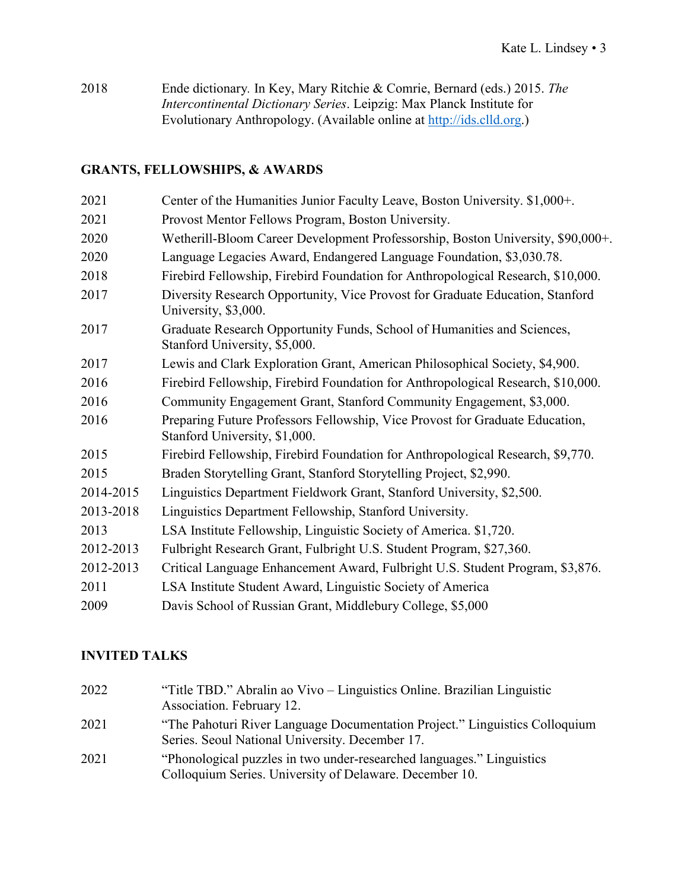2018 Ende dictionary. In Key, Mary Ritchie & Comrie, Bernard (eds.) 2015. *The Intercontinental Dictionary Series*. Leipzig: Max Planck Institute for Evolutionary Anthropology. (Available online at [http://ids.clld.org](http://ids.clld.org).)

## GRANTS, FELLOWSHIPS, & AWARDS

| | |
|---|---|
| 2021 | Center of the Humanities Junior Faculty Leave, Boston University. $1,000+. |
| 2021 | Provost Mentor Fellows Program, Boston University. |
| 2020 | Wetherill-Bloom Career Development Professorship, Boston University, $90,000+. |
| 2020 | Language Legacies Award, Endangered Language Foundation, $3,030.78. |
| 2018 | Firebird Fellowship, Firebird Foundation for Anthropological Research, $10,000. |
| 2017 | Diversity Research Opportunity, Vice Provost for Graduate Education, Stanford University, $3,000. |
| 2017 | Graduate Research Opportunity Funds, School of Humanities and Sciences, Stanford University, $5,000. |
| 2017 | Lewis and Clark Exploration Grant, American Philosophical Society, $4,900. |
| 2016 | Firebird Fellowship, Firebird Foundation for Anthropological Research, $10,000. |
| 2016 | Community Engagement Grant, Stanford Community Engagement, $3,000. |
| 2016 | Preparing Future Professors Fellowship, Vice Provost for Graduate Education, Stanford University, $1,000. |
| 2015 | Firebird Fellowship, Firebird Foundation for Anthropological Research, $9,770. |
| 2015 | Braden Storytelling Grant, Stanford Storytelling Project, $2,990. |
| 2014-2015 | Linguistics Department Fieldwork Grant, Stanford University, $2,500. |
| 2013-2018 | Linguistics Department Fellowship, Stanford University. |
| 2013 | LSA Institute Fellowship, Linguistic Society of America. $1,720. |
| 2012-2013 | Fulbright Research Grant, Fulbright U.S. Student Program, $27,360. |
| 2012-2013 | Critical Language Enhancement Award, Fulbright U.S. Student Program, $3,876. |
| 2011 | LSA Institute Student Award, Linguistic Society of America |
| 2009 | Davis School of Russian Grant, Middlebury College, $5,000 |

## INVITED TALKS

| | |
|---|---|
| 2022 | "Title TBD." Abralin ao Vivo – Linguistics Online. Brazilian Linguistic Association. February 12. |
| 2021 | "The Pahoturi River Language Documentation Project." Linguistics Colloquium Series. Seoul National University. December 17. |
| 2021 | "Phonological puzzles in two under-researched languages." Linguistics Colloquium Series. University of Delaware. December 10. |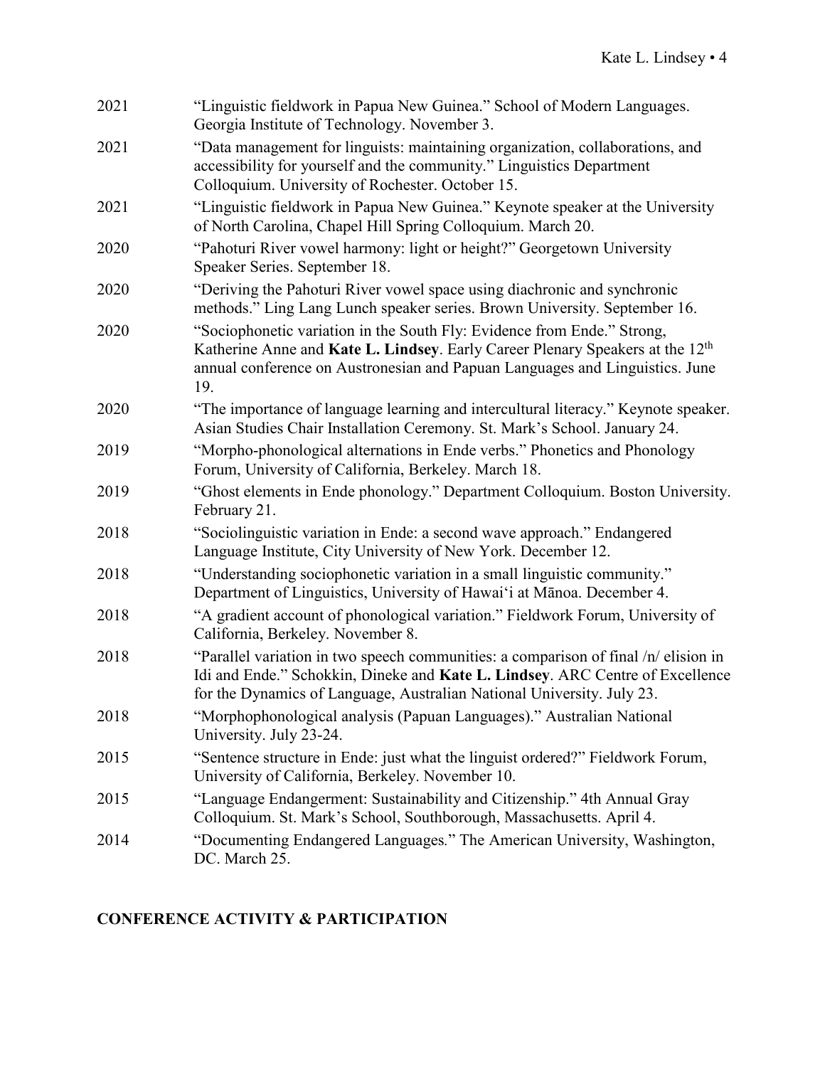2021 "Linguistic fieldwork in Papua New Guinea." School of Modern Languages. Georgia Institute of Technology. November 3.

2021 "Data management for linguists: maintaining organization, collaborations, and accessibility for yourself and the community." Linguistics Department Colloquium. University of Rochester. October 15.

2021 "Linguistic fieldwork in Papua New Guinea." Keynote speaker at the University of North Carolina, Chapel Hill Spring Colloquium. March 20.

2020 "Pahoturi River vowel harmony: light or height?" Georgetown University Speaker Series. September 18.

2020 "Deriving the Pahoturi River vowel space using diachronic and synchronic methods." Ling Lang Lunch speaker series. Brown University. September 16.

2020 "Sociophonetic variation in the South Fly: Evidence from Ende." Strong, Katherine Anne and **Kate L. Lindsey**. Early Career Plenary Speakers at the 12th annual conference on Austronesian and Papuan Languages and Linguistics. June 19.

2020 "The importance of language learning and intercultural literacy." Keynote speaker. Asian Studies Chair Installation Ceremony. St. Mark's School. January 24.

2019 "Morpho-phonological alternations in Ende verbs." Phonetics and Phonology Forum, University of California, Berkeley. March 18.

2019 "Ghost elements in Ende phonology." Department Colloquium. Boston University. February 21.

2018 "Sociolinguistic variation in Ende: a second wave approach." Endangered Language Institute, City University of New York. December 12.

2018 "Understanding sociophonetic variation in a small linguistic community." Department of Linguistics, University of Hawai'i at Mānoa. December 4.

2018 "A gradient account of phonological variation." Fieldwork Forum, University of California, Berkeley. November 8.

2018 "Parallel variation in two speech communities: a comparison of final /n/ elision in Idi and Ende." Schokkin, Dineke and **Kate L. Lindsey**. ARC Centre of Excellence for the Dynamics of Language, Australian National University. July 23.

2018 "Morphophonological analysis (Papuan Languages)." Australian National University. July 23-24.

2015 "Sentence structure in Ende: just what the linguist ordered?" Fieldwork Forum, University of California, Berkeley. November 10.

2015 "Language Endangerment: Sustainability and Citizenship." 4th Annual Gray Colloquium. St. Mark's School, Southborough, Massachusetts. April 4.

2014 "Documenting Endangered Languages." The American University, Washington, DC. March 25.

## CONFERENCE ACTIVITY & PARTICIPATION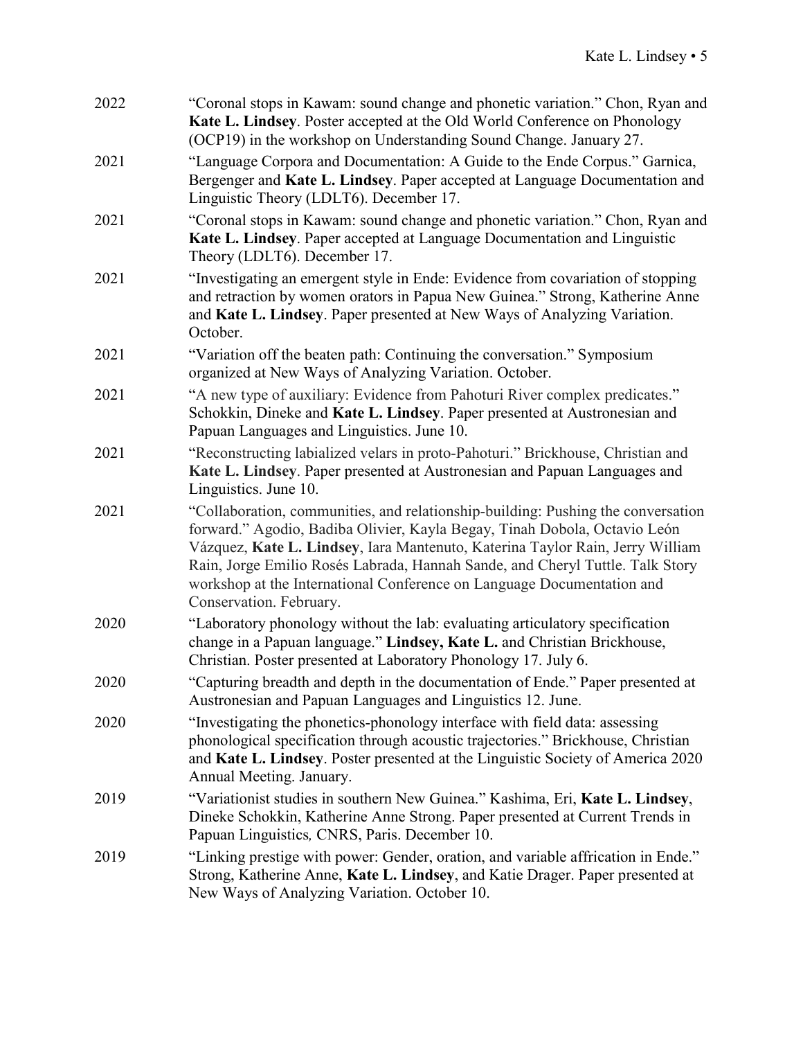2022 "Coronal stops in Kawam: sound change and phonetic variation." Chon, Ryan and **Kate L. Lindsey**. Poster accepted at the Old World Conference on Phonology (OCP19) in the workshop on Understanding Sound Change. January 27.

2021 "Language Corpora and Documentation: A Guide to the Ende Corpus." Garnica, Bergenger and **Kate L. Lindsey**. Paper accepted at Language Documentation and Linguistic Theory (LDLT6). December 17.

2021 "Coronal stops in Kawam: sound change and phonetic variation." Chon, Ryan and **Kate L. Lindsey**. Paper accepted at Language Documentation and Linguistic Theory (LDLT6). December 17.

2021 "Investigating an emergent style in Ende: Evidence from covariation of stopping and retraction by women orators in Papua New Guinea." Strong, Katherine Anne and **Kate L. Lindsey**. Paper presented at New Ways of Analyzing Variation. October.

2021 "Variation off the beaten path: Continuing the conversation." Symposium organized at New Ways of Analyzing Variation. October.

2021 "A new type of auxiliary: Evidence from Pahoturi River complex predicates." Schokkin, Dineke and **Kate L. Lindsey**. Paper presented at Austronesian and Papuan Languages and Linguistics. June 10.

2021 "Reconstructing labialized velars in proto-Pahoturi." Brickhouse, Christian and **Kate L. Lindsey**. Paper presented at Austronesian and Papuan Languages and Linguistics. June 10.

2021 "Collaboration, communities, and relationship-building: Pushing the conversation forward." Agodio, Badiba Olivier, Kayla Begay, Tinah Dobola, Octavio León Vázquez, **Kate L. Lindsey**, Iara Mantenuto, Katerina Taylor Rain, Jerry William Rain, Jorge Emilio Rosés Labrada, Hannah Sande, and Cheryl Tuttle. Talk Story workshop at the International Conference on Language Documentation and Conservation. February.

2020 "Laboratory phonology without the lab: evaluating articulatory specification change in a Papuan language." **Lindsey, Kate L.** and Christian Brickhouse, Christian. Poster presented at Laboratory Phonology 17. July 6.

2020 "Capturing breadth and depth in the documentation of Ende." Paper presented at Austronesian and Papuan Languages and Linguistics 12. June.

2020 "Investigating the phonetics-phonology interface with field data: assessing phonological specification through acoustic trajectories." Brickhouse, Christian and **Kate L. Lindsey**. Poster presented at the Linguistic Society of America 2020 Annual Meeting. January.

2019 "Variationist studies in southern New Guinea." Kashima, Eri, **Kate L. Lindsey**, Dineke Schokkin, Katherine Anne Strong. Paper presented at Current Trends in Papuan Linguistics*,* CNRS, Paris. December 10.

2019 "Linking prestige with power: Gender, oration, and variable affrication in Ende." Strong, Katherine Anne, **Kate L. Lindsey**, and Katie Drager. Paper presented at New Ways of Analyzing Variation. October 10.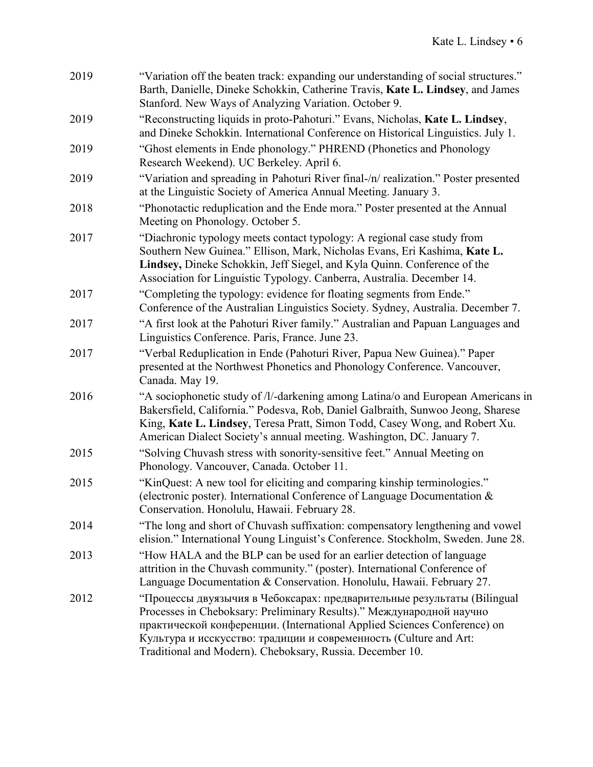2019 “Variation off the beaten track: expanding our understanding of social structures.” Barth, Danielle, Dineke Schokkin, Catherine Travis, **Kate L. Lindsey**, and James Stanford. New Ways of Analyzing Variation. October 9.

2019 “Reconstructing liquids in proto-Pahoturi.” Evans, Nicholas, **Kate L. Lindsey**, and Dineke Schokkin. International Conference on Historical Linguistics. July 1.

2019 “Ghost elements in Ende phonology.” PHREND (Phonetics and Phonology Research Weekend). UC Berkeley. April 6.

2019 “Variation and spreading in Pahoturi River final-/n/ realization.” Poster presented at the Linguistic Society of America Annual Meeting. January 3.

2018 “Phonotactic reduplication and the Ende mora.” Poster presented at the Annual Meeting on Phonology. October 5.

2017 “Diachronic typology meets contact typology: A regional case study from Southern New Guinea.” Ellison, Mark, Nicholas Evans, Eri Kashima, **Kate L. Lindsey,** Dineke Schokkin, Jeff Siegel, and Kyla Quinn. Conference of the Association for Linguistic Typology. Canberra, Australia. December 14.

2017 “Completing the typology: evidence for floating segments from Ende.” Conference of the Australian Linguistics Society. Sydney, Australia. December 7.

2017 “A first look at the Pahoturi River family.” Australian and Papuan Languages and Linguistics Conference. Paris, France. June 23.

2017 “Verbal Reduplication in Ende (Pahoturi River, Papua New Guinea).” Paper presented at the Northwest Phonetics and Phonology Conference. Vancouver, Canada. May 19.

2016 “A sociophonetic study of /l/-darkening among Latina/o and European Americans in Bakersfield, California.” Podesva, Rob, Daniel Galbraith, Sunwoo Jeong, Sharese King, **Kate L. Lindsey**, Teresa Pratt, Simon Todd, Casey Wong, and Robert Xu. American Dialect Society’s annual meeting. Washington, DC. January 7.

2015 “Solving Chuvash stress with sonority-sensitive feet.” Annual Meeting on Phonology. Vancouver, Canada. October 11.

2015 “KinQuest: A new tool for eliciting and comparing kinship terminologies.” (electronic poster). International Conference of Language Documentation & Conservation. Honolulu, Hawaii. February 28.

2014 “The long and short of Chuvash suffixation: compensatory lengthening and vowel elision.” International Young Linguist’s Conference. Stockholm, Sweden. June 28.

2013 “How HALA and the BLP can be used for an earlier detection of language attrition in the Chuvash community.” (poster). International Conference of Language Documentation & Conservation. Honolulu, Hawaii. February 27.

2012 “Процессы двуязычия в Чебоксарах: предварительные результаты (Bilingual Processes in Cheboksary: Preliminary Results).” Международной научно практической конференции. (International Applied Sciences Conference) on Культура и исскусство: традиции и современность (Culture and Art: Traditional and Modern). Cheboksary, Russia. December 10.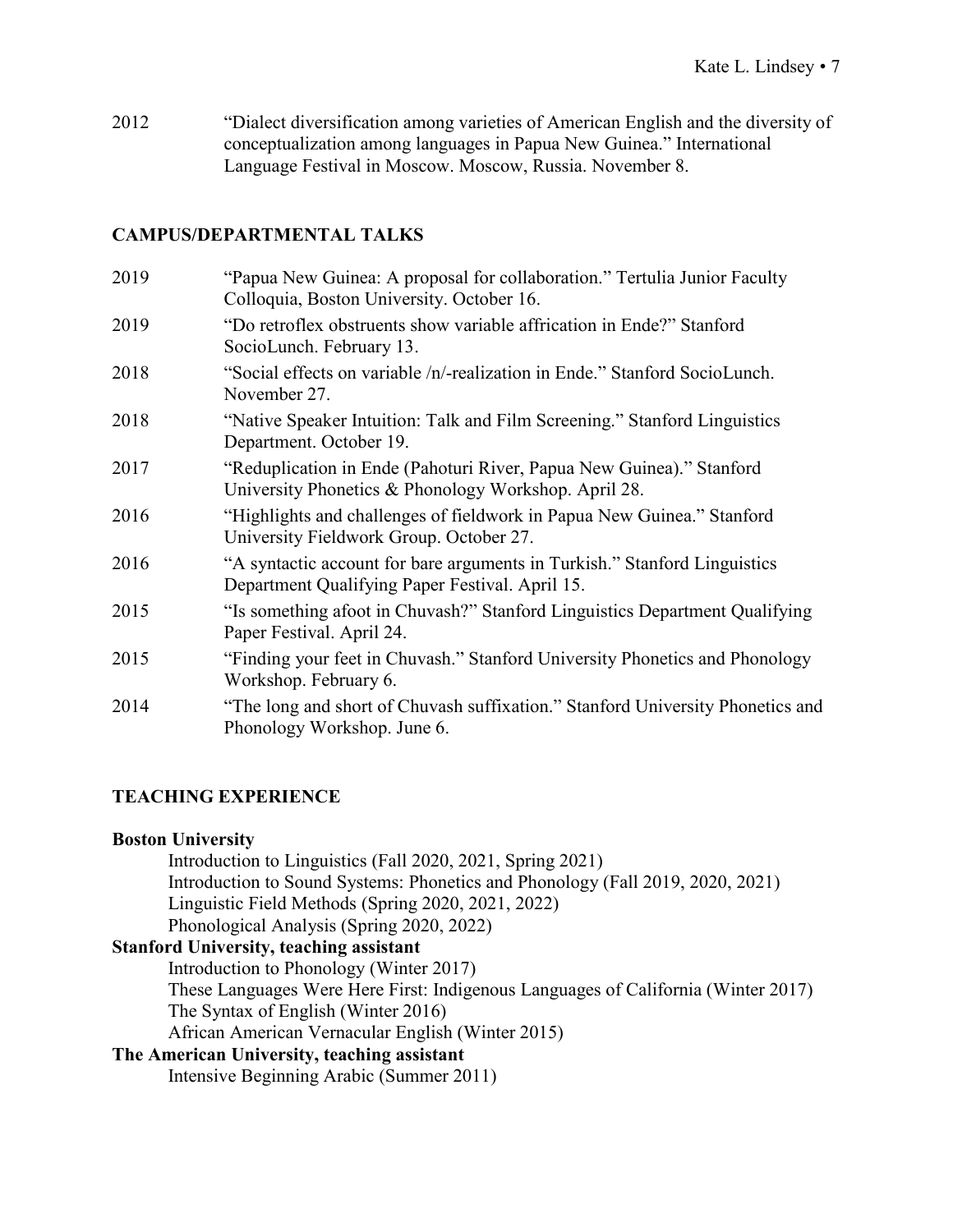2012 "Dialect diversification among varieties of American English and the diversity of conceptualization among languages in Papua New Guinea." International Language Festival in Moscow. Moscow, Russia. November 8.

## CAMPUS/DEPARTMENTAL TALKS

2019 "Papua New Guinea: A proposal for collaboration." Tertulia Junior Faculty Colloquia, Boston University. October 16.

2019 "Do retroflex obstruents show variable affrication in Ende?" Stanford SocioLunch. February 13.

2018 "Social effects on variable /n/-realization in Ende." Stanford SocioLunch. November 27.

2018 "Native Speaker Intuition: Talk and Film Screening." Stanford Linguistics Department. October 19.

2017 "Reduplication in Ende (Pahoturi River, Papua New Guinea)." Stanford University Phonetics & Phonology Workshop. April 28.

2016 "Highlights and challenges of fieldwork in Papua New Guinea." Stanford University Fieldwork Group. October 27.

2016 "A syntactic account for bare arguments in Turkish." Stanford Linguistics Department Qualifying Paper Festival. April 15.

2015 "Is something afoot in Chuvash?" Stanford Linguistics Department Qualifying Paper Festival. April 24.

2015 "Finding your feet in Chuvash." Stanford University Phonetics and Phonology Workshop. February 6.

2014 "The long and short of Chuvash suffixation." Stanford University Phonetics and Phonology Workshop. June 6.

## TEACHING EXPERIENCE

**Boston University**

- Introduction to Linguistics (Fall 2020, 2021, Spring 2021)
- Introduction to Sound Systems: Phonetics and Phonology (Fall 2019, 2020, 2021)
- Linguistic Field Methods (Spring 2020, 2021, 2022)
- Phonological Analysis (Spring 2020, 2022)

**Stanford University, teaching assistant**

- Introduction to Phonology (Winter 2017)
- These Languages Were Here First: Indigenous Languages of California (Winter 2017)
- The Syntax of English (Winter 2016)
- African American Vernacular English (Winter 2015)

**The American University, teaching assistant**

- Intensive Beginning Arabic (Summer 2011)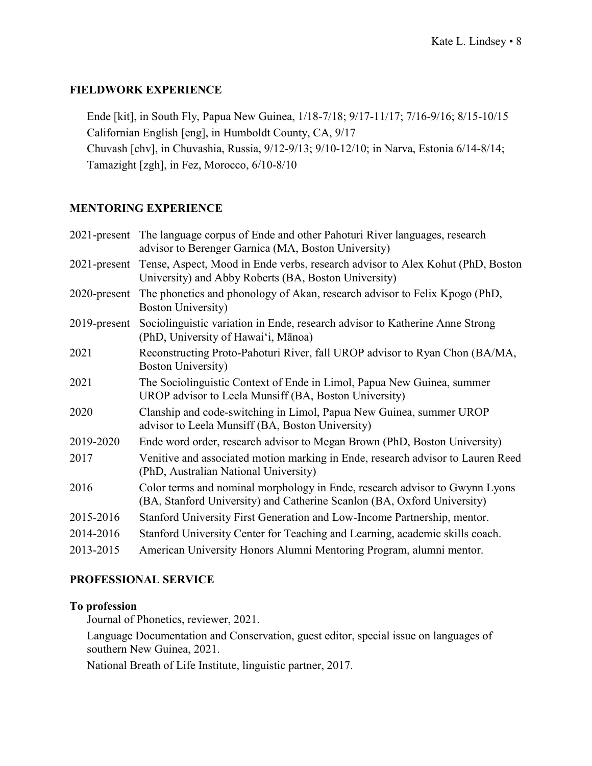## FIELDWORK EXPERIENCE

Ende [kit], in South Fly, Papua New Guinea, 1/18-7/18; 9/17-11/17; 7/16-9/16; 8/15-10/15
Californian English [eng], in Humboldt County, CA, 9/17
Chuvash [chv], in Chuvashia, Russia, 9/12-9/13; 9/10-12/10; in Narva, Estonia 6/14-8/14;
Tamazight [zgh], in Fez, Morocco, 6/10-8/10

## MENTORING EXPERIENCE

2021-present The language corpus of Ende and other Pahoturi River languages, research advisor to Berenger Garnica (MA, Boston University)

2021-present Tense, Aspect, Mood in Ende verbs, research advisor to Alex Kohut (PhD, Boston University) and Abby Roberts (BA, Boston University)

2020-present The phonetics and phonology of Akan, research advisor to Felix Kpogo (PhD, Boston University)

2019-present Sociolinguistic variation in Ende, research advisor to Katherine Anne Strong (PhD, University of Hawaiʻi, Mānoa)

2021 Reconstructing Proto-Pahoturi River, fall UROP advisor to Ryan Chon (BA/MA, Boston University)

2021 The Sociolinguistic Context of Ende in Limol, Papua New Guinea, summer UROP advisor to Leela Munsiff (BA, Boston University)

2020 Clanship and code-switching in Limol, Papua New Guinea, summer UROP advisor to Leela Munsiff (BA, Boston University)

2019-2020 Ende word order, research advisor to Megan Brown (PhD, Boston University)

2017 Venitive and associated motion marking in Ende, research advisor to Lauren Reed (PhD, Australian National University)

2016 Color terms and nominal morphology in Ende, research advisor to Gwynn Lyons (BA, Stanford University) and Catherine Scanlon (BA, Oxford University)

2015-2016 Stanford University First Generation and Low-Income Partnership, mentor.

2014-2016 Stanford University Center for Teaching and Learning, academic skills coach.

2013-2015 American University Honors Alumni Mentoring Program, alumni mentor.

## PROFESSIONAL SERVICE

### To profession

Journal of Phonetics, reviewer, 2021.

Language Documentation and Conservation, guest editor, special issue on languages of southern New Guinea, 2021.

National Breath of Life Institute, linguistic partner, 2017.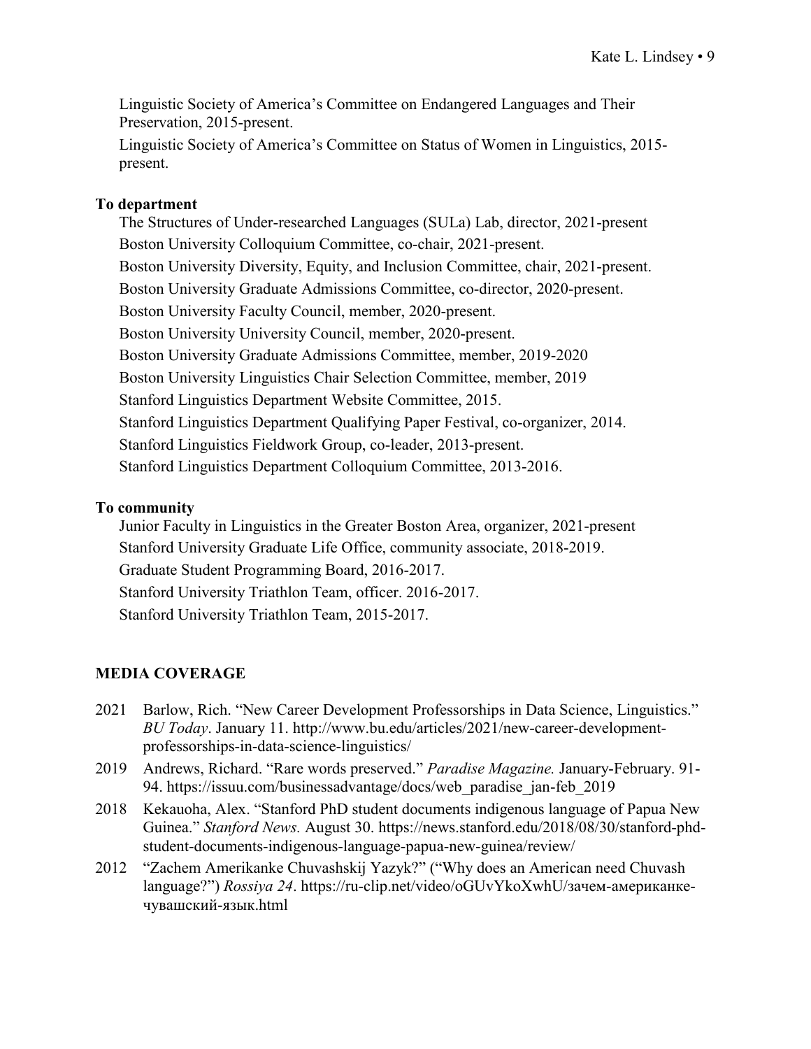Linguistic Society of America's Committee on Endangered Languages and Their Preservation, 2015-present.

Linguistic Society of America's Committee on Status of Women in Linguistics, 2015-present.

**To department**

The Structures of Under-researched Languages (SULa) Lab, director, 2021-present

Boston University Colloquium Committee, co-chair, 2021-present.

Boston University Diversity, Equity, and Inclusion Committee, chair, 2021-present.

Boston University Graduate Admissions Committee, co-director, 2020-present.

Boston University Faculty Council, member, 2020-present.

Boston University University Council, member, 2020-present.

Boston University Graduate Admissions Committee, member, 2019-2020

Boston University Linguistics Chair Selection Committee, member, 2019

Stanford Linguistics Department Website Committee, 2015.

Stanford Linguistics Department Qualifying Paper Festival, co-organizer, 2014.

Stanford Linguistics Fieldwork Group, co-leader, 2013-present.

Stanford Linguistics Department Colloquium Committee, 2013-2016.

**To community**

Junior Faculty in Linguistics in the Greater Boston Area, organizer, 2021-present

Stanford University Graduate Life Office, community associate, 2018-2019.

Graduate Student Programming Board, 2016-2017.

Stanford University Triathlon Team, officer. 2016-2017.

Stanford University Triathlon Team, 2015-2017.

## MEDIA COVERAGE

2021 Barlow, Rich. "New Career Development Professorships in Data Science, Linguistics." *BU Today*. January 11. http://www.bu.edu/articles/2021/new-career-development-professorships-in-data-science-linguistics/

2019 Andrews, Richard. "Rare words preserved." *Paradise Magazine.* January-February. 91-94. https://issuu.com/businessadvantage/docs/web_paradise_jan-feb_2019

2018 Kekauoha, Alex. "Stanford PhD student documents indigenous language of Papua New Guinea." *Stanford News.* August 30. https://news.stanford.edu/2018/08/30/stanford-phd-student-documents-indigenous-language-papua-new-guinea/review/

2012 "Zachem Amerikanke Chuvashskij Yazyk?" ("Why does an American need Chuvash language?") *Rossiya 24*. https://ru-clip.net/video/oGUvYkoXwhU/зачем-американке-чувашский-язык.html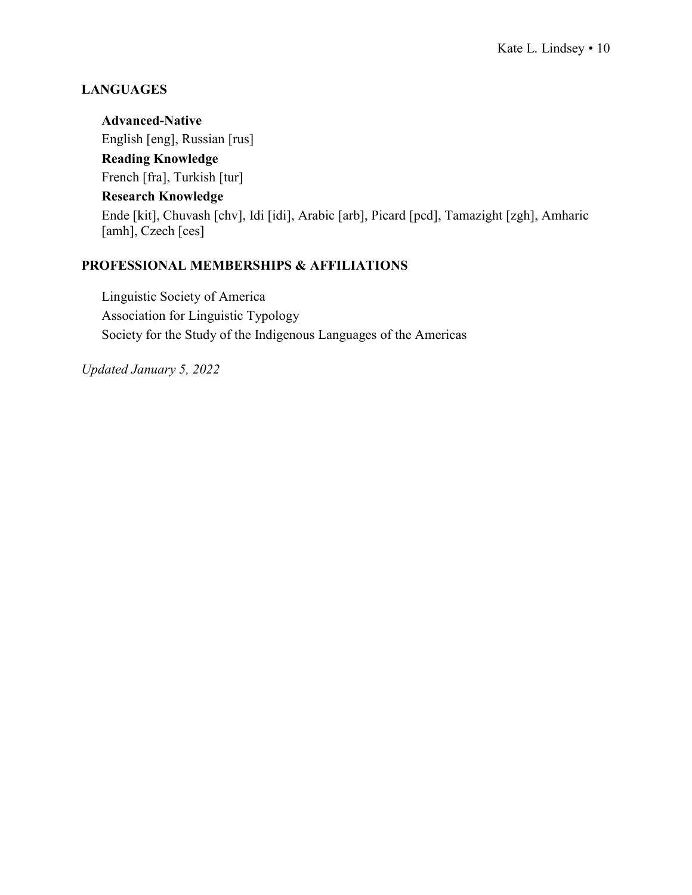## LANGUAGES

**Advanced-Native**
English [eng], Russian [rus]

**Reading Knowledge**
French [fra], Turkish [tur]

**Research Knowledge**
Ende [kit], Chuvash [chv], Idi [idi], Arabic [arb], Picard [pcd], Tamazight [zgh], Amharic [amh], Czech [ces]

## PROFESSIONAL MEMBERSHIPS & AFFILIATIONS

Linguistic Society of America
Association for Linguistic Typology
Society for the Study of the Indigenous Languages of the Americas

*Updated January 5, 2022*